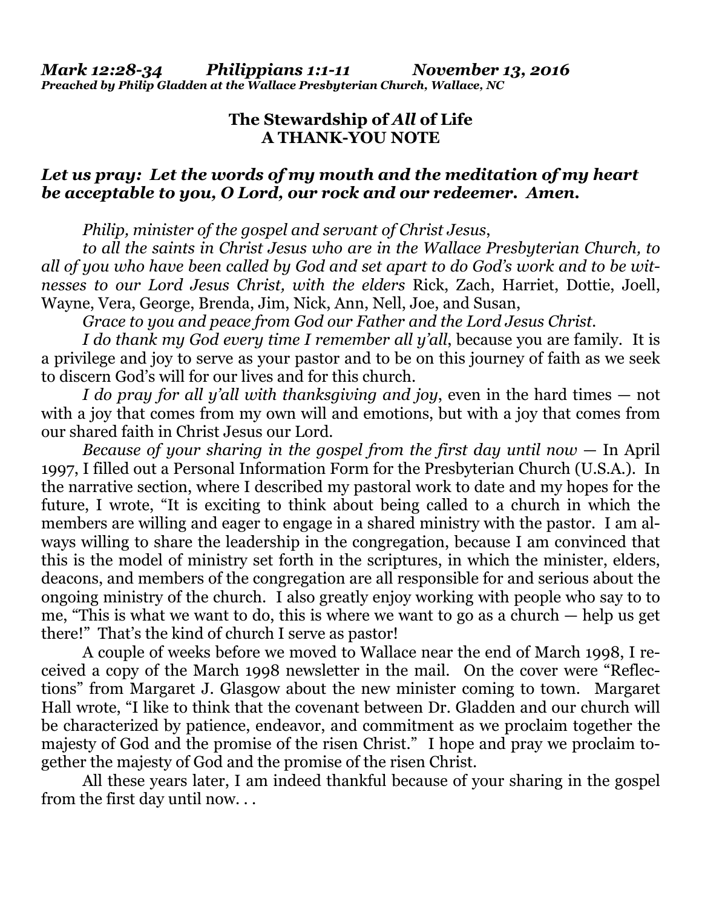***Mark 12:28-34 Philippians 1:1-11 November 13, 2016***
***Preached by Philip Gladden at the Wallace Presbyterian Church, Wallace, NC***

## The Stewardship of *All* of Life
## A THANK-YOU NOTE

***Let us pray: Let the words of my mouth and the meditation of my heart be acceptable to you, O Lord, our rock and our redeemer. Amen.***

*Philip, minister of the gospel and servant of Christ Jesus,*

*to all the saints in Christ Jesus who are in the Wallace Presbyterian Church, to all of you who have been called by God and set apart to do God's work and to be witnesses to our Lord Jesus Christ, with the elders* Rick, Zach, Harriet, Dottie, Joell, Wayne, Vera, George, Brenda, Jim, Nick, Ann, Nell, Joe, and Susan,

*Grace to you and peace from God our Father and the Lord Jesus Christ.*

*I do thank my God every time I remember all y'all*, because you are family. It is a privilege and joy to serve as your pastor and to be on this journey of faith as we seek to discern God's will for our lives and for this church.

*I do pray for all y'all with thanksgiving and joy*, even in the hard times — not with a joy that comes from my own will and emotions, but with a joy that comes from our shared faith in Christ Jesus our Lord.

*Because of your sharing in the gospel from the first day until now* — In April 1997, I filled out a Personal Information Form for the Presbyterian Church (U.S.A.). In the narrative section, where I described my pastoral work to date and my hopes for the future, I wrote, "It is exciting to think about being called to a church in which the members are willing and eager to engage in a shared ministry with the pastor. I am always willing to share the leadership in the congregation, because I am convinced that this is the model of ministry set forth in the scriptures, in which the minister, elders, deacons, and members of the congregation are all responsible for and serious about the ongoing ministry of the church. I also greatly enjoy working with people who say to to me, "This is what we want to do, this is where we want to go as a church — help us get there!" That's the kind of church I serve as pastor!

A couple of weeks before we moved to Wallace near the end of March 1998, I received a copy of the March 1998 newsletter in the mail. On the cover were "Reflections" from Margaret J. Glasgow about the new minister coming to town. Margaret Hall wrote, "I like to think that the covenant between Dr. Gladden and our church will be characterized by patience, endeavor, and commitment as we proclaim together the majesty of God and the promise of the risen Christ." I hope and pray we proclaim together the majesty of God and the promise of the risen Christ.

All these years later, I am indeed thankful because of your sharing in the gospel from the first day until now. . .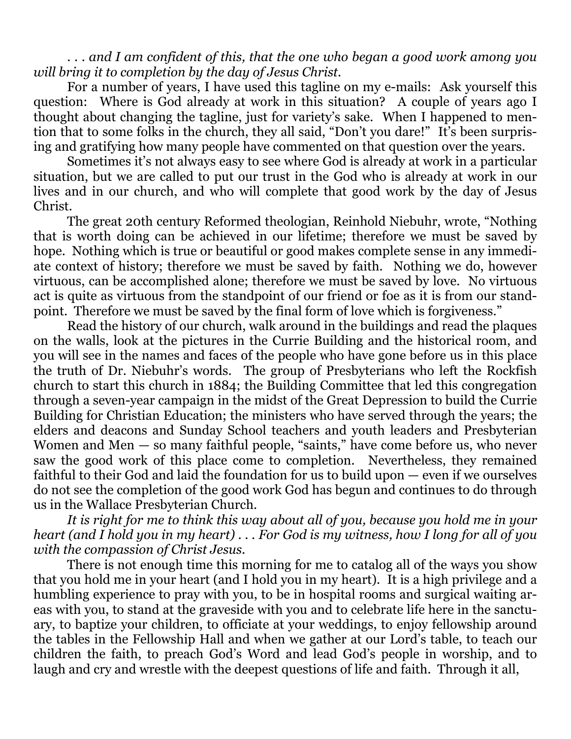*. . . and I am confident of this, that the one who began a good work among you will bring it to completion by the day of Jesus Christ.*

For a number of years, I have used this tagline on my e-mails: Ask yourself this question: Where is God already at work in this situation? A couple of years ago I thought about changing the tagline, just for variety's sake. When I happened to mention that to some folks in the church, they all said, "Don't you dare!" It's been surprising and gratifying how many people have commented on that question over the years.

Sometimes it's not always easy to see where God is already at work in a particular situation, but we are called to put our trust in the God who is already at work in our lives and in our church, and who will complete that good work by the day of Jesus Christ.

The great 20th century Reformed theologian, Reinhold Niebuhr, wrote, "Nothing that is worth doing can be achieved in our lifetime; therefore we must be saved by hope. Nothing which is true or beautiful or good makes complete sense in any immediate context of history; therefore we must be saved by faith. Nothing we do, however virtuous, can be accomplished alone; therefore we must be saved by love. No virtuous act is quite as virtuous from the standpoint of our friend or foe as it is from our standpoint. Therefore we must be saved by the final form of love which is forgiveness."

Read the history of our church, walk around in the buildings and read the plaques on the walls, look at the pictures in the Currie Building and the historical room, and you will see in the names and faces of the people who have gone before us in this place the truth of Dr. Niebuhr's words. The group of Presbyterians who left the Rockfish church to start this church in 1884; the Building Committee that led this congregation through a seven-year campaign in the midst of the Great Depression to build the Currie Building for Christian Education; the ministers who have served through the years; the elders and deacons and Sunday School teachers and youth leaders and Presbyterian Women and Men — so many faithful people, "saints," have come before us, who never saw the good work of this place come to completion. Nevertheless, they remained faithful to their God and laid the foundation for us to build upon — even if we ourselves do not see the completion of the good work God has begun and continues to do through us in the Wallace Presbyterian Church.

*It is right for me to think this way about all of you, because you hold me in your heart (and I hold you in my heart) . . . For God is my witness, how I long for all of you with the compassion of Christ Jesus.*

There is not enough time this morning for me to catalog all of the ways you show that you hold me in your heart (and I hold you in my heart). It is a high privilege and a humbling experience to pray with you, to be in hospital rooms and surgical waiting areas with you, to stand at the graveside with you and to celebrate life here in the sanctuary, to baptize your children, to officiate at your weddings, to enjoy fellowship around the tables in the Fellowship Hall and when we gather at our Lord's table, to teach our children the faith, to preach God's Word and lead God's people in worship, and to laugh and cry and wrestle with the deepest questions of life and faith. Through it all,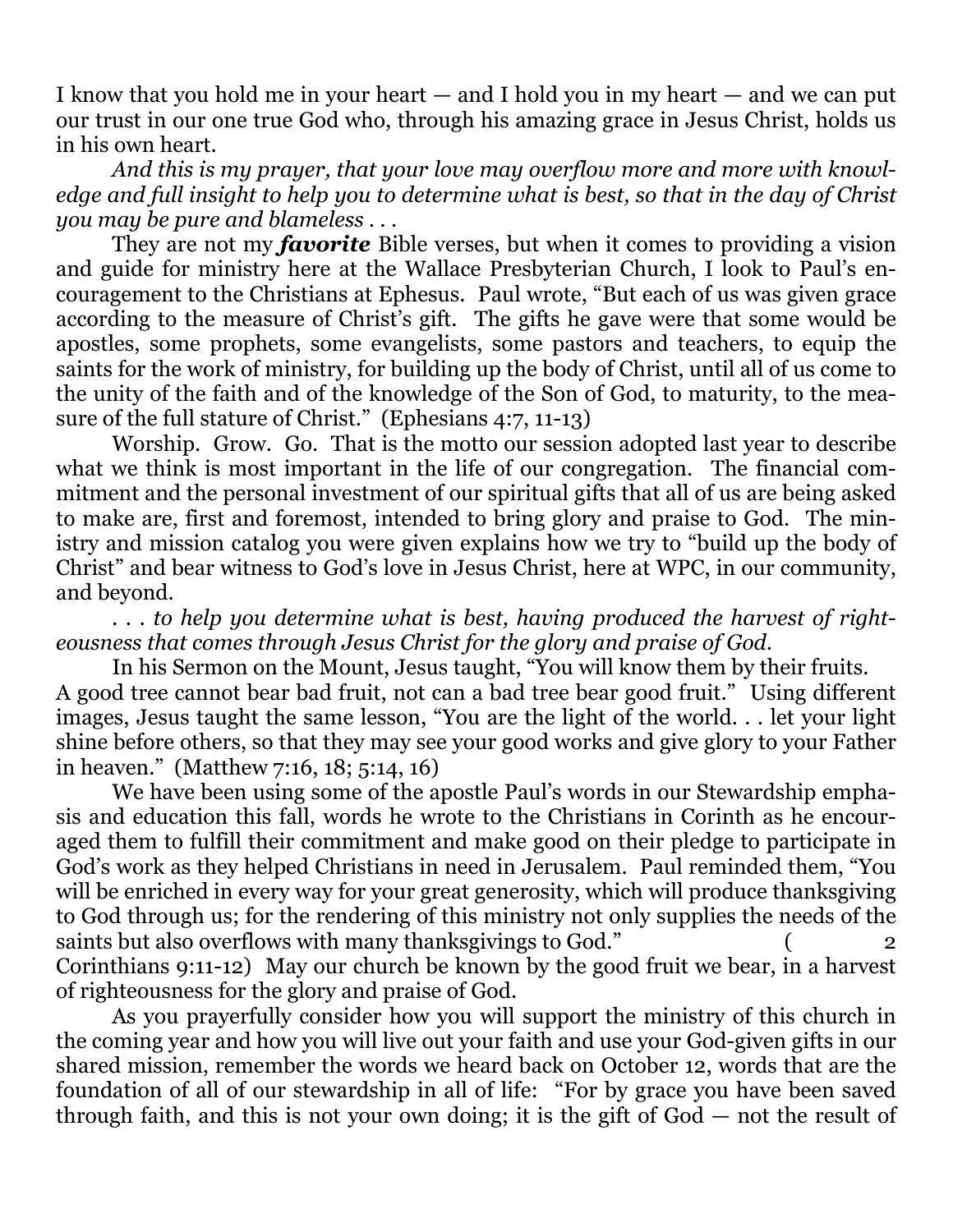I know that you hold me in your heart — and I hold you in my heart — and we can put our trust in our one true God who, through his amazing grace in Jesus Christ, holds us in his own heart.

*And this is my prayer, that your love may overflow more and more with knowledge and full insight to help you to determine what is best, so that in the day of Christ you may be pure and blameless . . .*

They are not my ***favorite*** Bible verses, but when it comes to providing a vision and guide for ministry here at the Wallace Presbyterian Church, I look to Paul's encouragement to the Christians at Ephesus. Paul wrote, "But each of us was given grace according to the measure of Christ's gift. The gifts he gave were that some would be apostles, some prophets, some evangelists, some pastors and teachers, to equip the saints for the work of ministry, for building up the body of Christ, until all of us come to the unity of the faith and of the knowledge of the Son of God, to maturity, to the measure of the full stature of Christ." (Ephesians 4:7, 11-13)

Worship. Grow. Go. That is the motto our session adopted last year to describe what we think is most important in the life of our congregation. The financial commitment and the personal investment of our spiritual gifts that all of us are being asked to make are, first and foremost, intended to bring glory and praise to God. The ministry and mission catalog you were given explains how we try to "build up the body of Christ" and bear witness to God's love in Jesus Christ, here at WPC, in our community, and beyond.

*. . . to help you determine what is best, having produced the harvest of righteousness that comes through Jesus Christ for the glory and praise of God.*

In his Sermon on the Mount, Jesus taught, "You will know them by their fruits. A good tree cannot bear bad fruit, not can a bad tree bear good fruit." Using different images, Jesus taught the same lesson, "You are the light of the world. . . let your light shine before others, so that they may see your good works and give glory to your Father in heaven." (Matthew 7:16, 18; 5:14, 16)

We have been using some of the apostle Paul's words in our Stewardship emphasis and education this fall, words he wrote to the Christians in Corinth as he encouraged them to fulfill their commitment and make good on their pledge to participate in God's work as they helped Christians in need in Jerusalem. Paul reminded them, "You will be enriched in every way for your great generosity, which will produce thanksgiving to God through us; for the rendering of this ministry not only supplies the needs of the saints but also overflows with many thanksgivings to God." (2 Corinthians 9:11-12) May our church be known by the good fruit we bear, in a harvest of righteousness for the glory and praise of God.

As you prayerfully consider how you will support the ministry of this church in the coming year and how you will live out your faith and use your God-given gifts in our shared mission, remember the words we heard back on October 12, words that are the foundation of all of our stewardship in all of life: "For by grace you have been saved through faith, and this is not your own doing; it is the gift of God — not the result of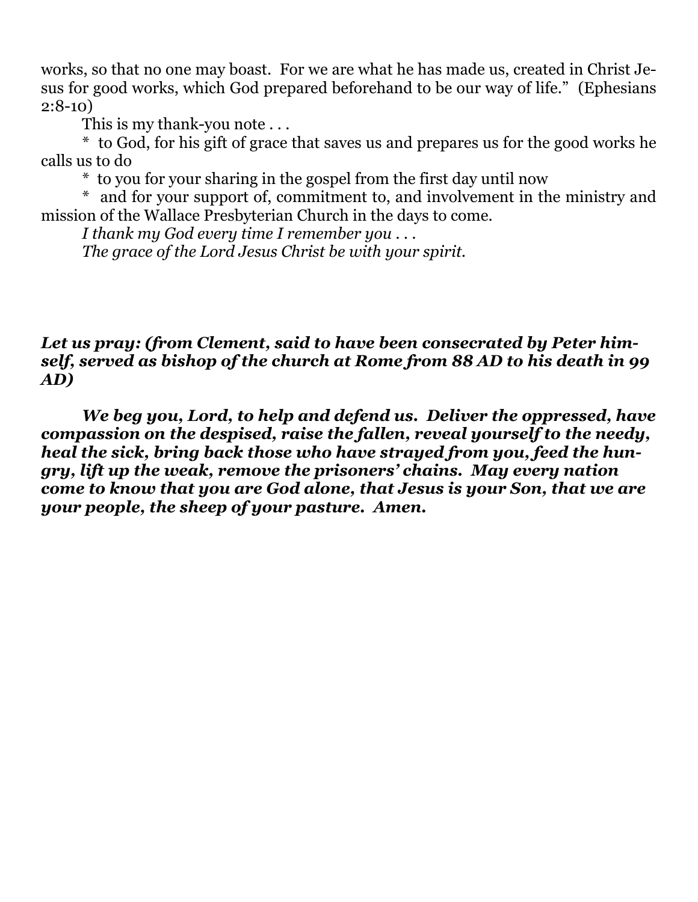works, so that no one may boast. For we are what he has made us, created in Christ Jesus for good works, which God prepared beforehand to be our way of life." (Ephesians 2:8-10)

This is my thank-you note . . .

* to God, for his gift of grace that saves us and prepares us for the good works he calls us to do

* to you for your sharing in the gospel from the first day until now

* and for your support of, commitment to, and involvement in the ministry and mission of the Wallace Presbyterian Church in the days to come.

*I thank my God every time I remember you . . .*

*The grace of the Lord Jesus Christ be with your spirit.*

***Let us pray: (from Clement, said to have been consecrated by Peter himself, served as bishop of the church at Rome from 88 AD to his death in 99 AD)***

***We beg you, Lord, to help and defend us. Deliver the oppressed, have compassion on the despised, raise the fallen, reveal yourself to the needy, heal the sick, bring back those who have strayed from you, feed the hungry, lift up the weak, remove the prisoners' chains. May every nation come to know that you are God alone, that Jesus is your Son, that we are your people, the sheep of your pasture. Amen.***